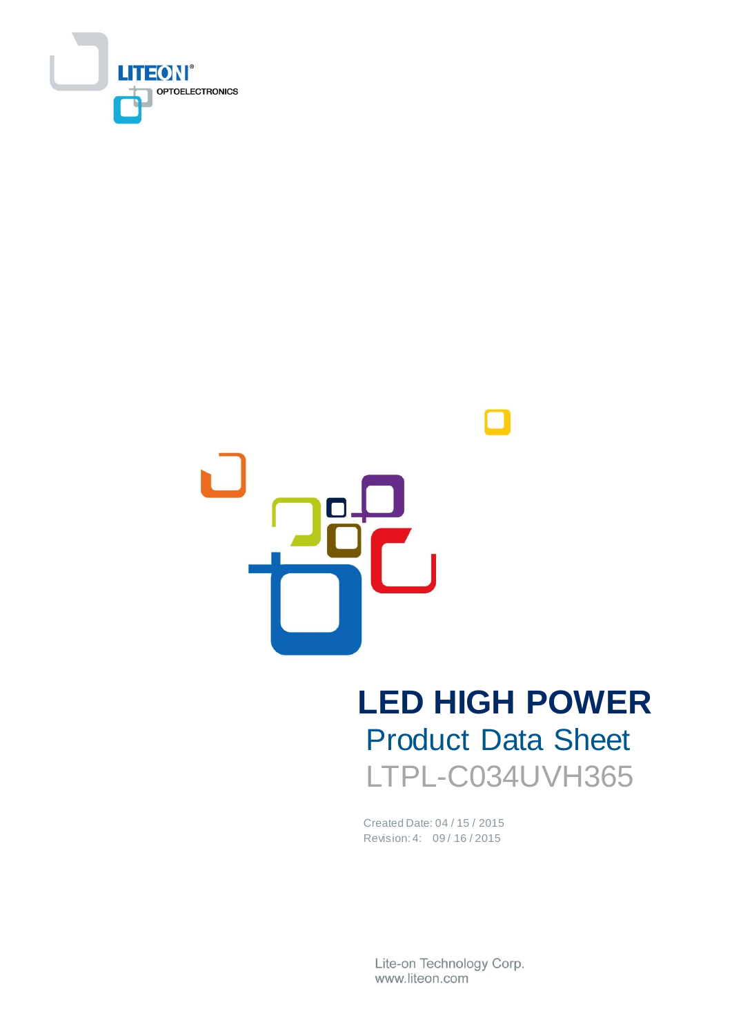LITEON OPTOELECTRONICS

# LED HIGH POWER

## Product Data Sheet

## LTPL-C034UVH365

Created Date: 04 / 15 / 2015
Revision: 4: 09 / 16 / 2015

Lite-on Technology Corp.
www.liteon.com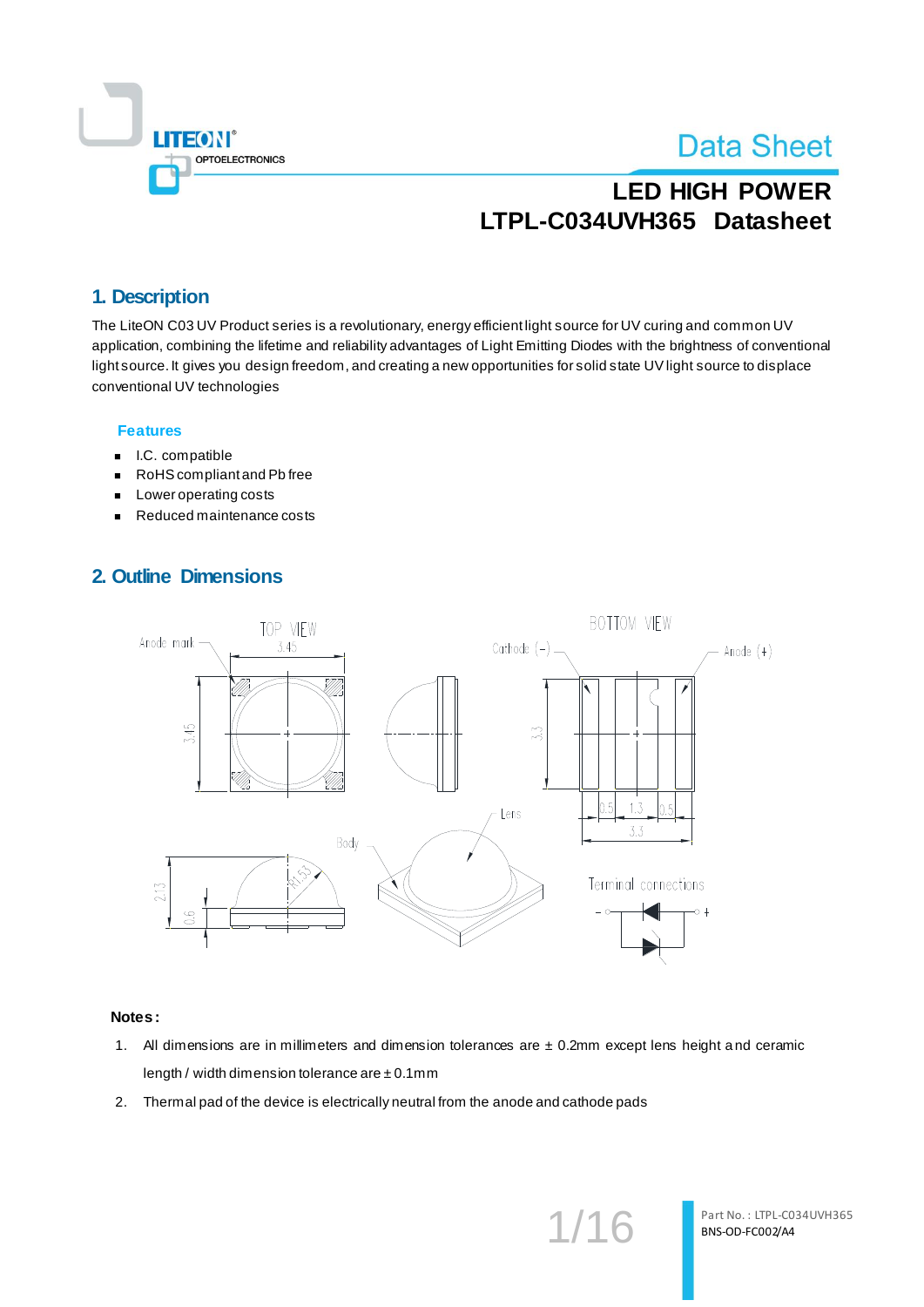# LED HIGH POWER
# LTPL-C034UVH365 Datasheet

## 1. Description

The LiteON C03 UV Product series is a revolutionary, energy efficient light source for UV curing and common UV application, combining the lifetime and reliability advantages of Light Emitting Diodes with the brightness of conventional light source. It gives you design freedom, and creating a new opportunities for solid state UV light source to displace conventional UV technologies

### Features

- I.C. compatible
- RoHS compliant and Pb free
- Lower operating costs
- Reduced maintenance costs

## 2. Outline Dimensions

**Notes:**

1. All dimensions are in millimeters and dimension tolerances are ± 0.2mm except lens height and ceramic length / width dimension tolerance are ± 0.1mm
2. Thermal pad of the device is electrically neutral from the anode and cathode pads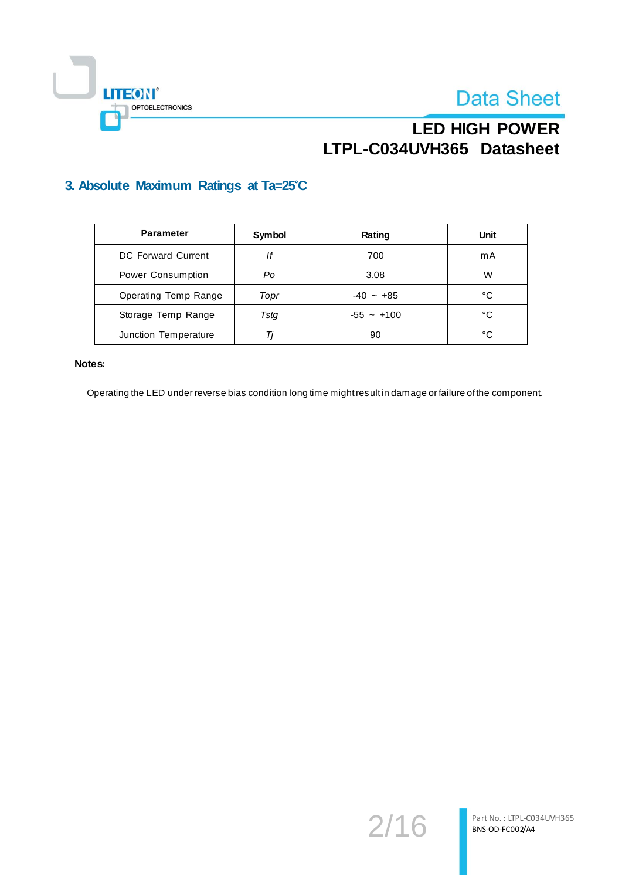## 3. Absolute Maximum Ratings at Ta=25˚C

| Parameter | Symbol | Rating | Unit |
|---|---|---|---|
| DC Forward Current | *If* | 700 | mA |
| Power Consumption | *Po* | 3.08 | W |
| Operating Temp Range | *Topr* | -40 ~ +85 | °C |
| Storage Temp Range | *Tstg* | -55 ~ +100 | °C |
| Junction Temperature | *Tj* | 90 | °C |

**Notes:**

Operating the LED under reverse bias condition long time might result in damage or failure of the component.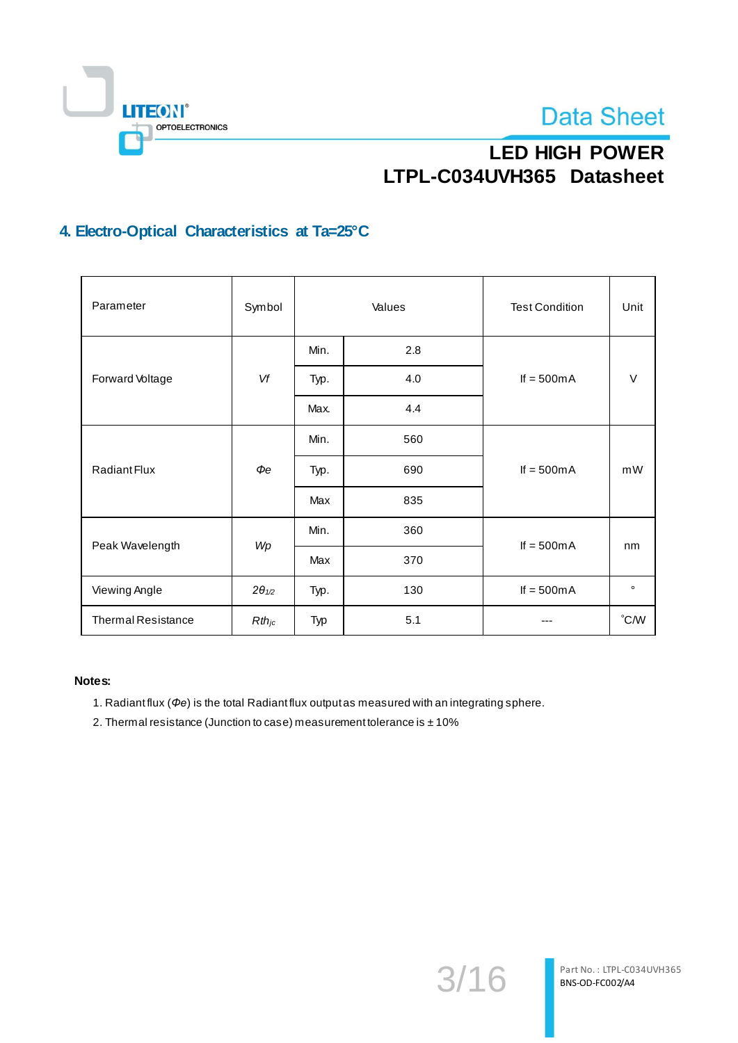# LED HIGH POWER
# LTPL-C034UVH365 Datasheet

## 4. Electro-Optical Characteristics at Ta=25°C

| Parameter | Symbol | Values | | Test Condition | Unit |
|---|---|---|---|---|---|
| Forward Voltage | *Vf* | Min. | 2.8 | If = 500mA | V |
| | | Typ. | 4.0 | | |
| | | Max. | 4.4 | | |
| Radiant Flux | *Φe* | Min. | 560 | If = 500mA | mW |
| | | Typ. | 690 | | |
| | | Max | 835 | | |
| Peak Wavelength | *Wp* | Min. | 360 | If = 500mA | nm |
| | | Max | 370 | | |
| Viewing Angle | $2\theta_{1/2}$ | Typ. | 130 | If = 500mA | ° |
| Thermal Resistance | $Rth_{jc}$ | Typ | 5.1 | --- | °C/W |

**Notes:**

1. Radiant flux (*Φe*) is the total Radiant flux output as measured with an integrating sphere.
2. Thermal resistance (Junction to case) measurement tolerance is ± 10%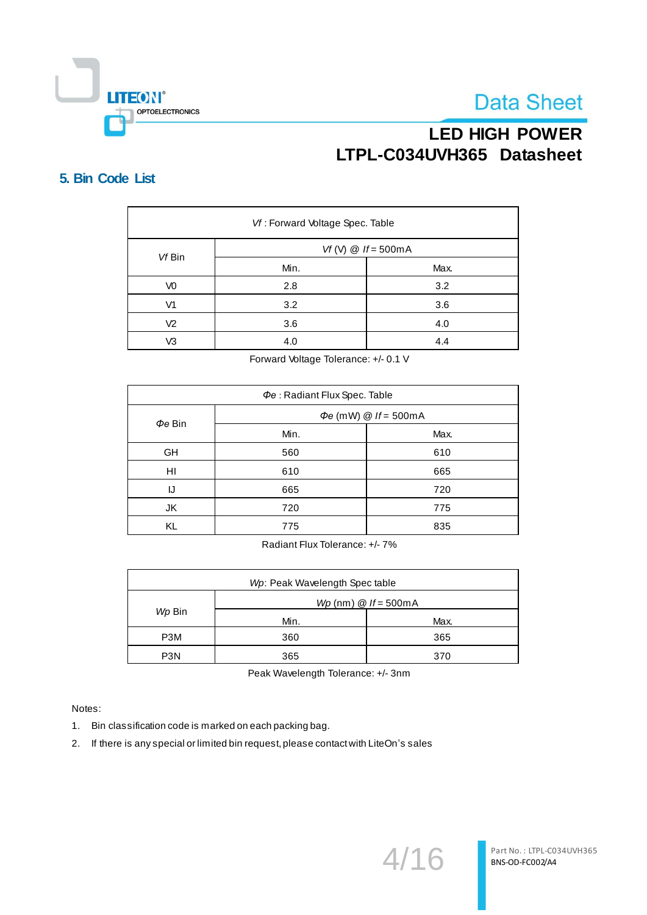## 5. Bin Code List

| *Vf* : Forward Voltage Spec. Table | | |
|---|---|---|
| *Vf* Bin | *Vf* (V) @ *If* = 500mA | |
| | Min. | Max. |
| V0 | 2.8 | 3.2 |
| V1 | 3.2 | 3.6 |
| V2 | 3.6 | 4.0 |
| V3 | 4.0 | 4.4 |

Forward Voltage Tolerance: +/- 0.1 V

| *Φe* : Radiant Flux Spec. Table | | |
|---|---|---|
| *Φe* Bin | *Φe* (mW) @ *If* = 500mA | |
| | Min. | Max. |
| GH | 560 | 610 |
| HI | 610 | 665 |
| IJ | 665 | 720 |
| JK | 720 | 775 |
| KL | 775 | 835 |

Radiant Flux Tolerance: +/- 7%

| *Wp*: Peak Wavelength Spec table | | |
|---|---|---|
| *Wp* Bin | *Wp* (nm) @ *If* = 500mA | |
| | Min. | Max. |
| P3M | 360 | 365 |
| P3N | 365 | 370 |

Peak Wavelength Tolerance: +/- 3nm

Notes:

1. Bin classification code is marked on each packing bag.
2. If there is any special or limited bin request, please contact with LiteOn's sales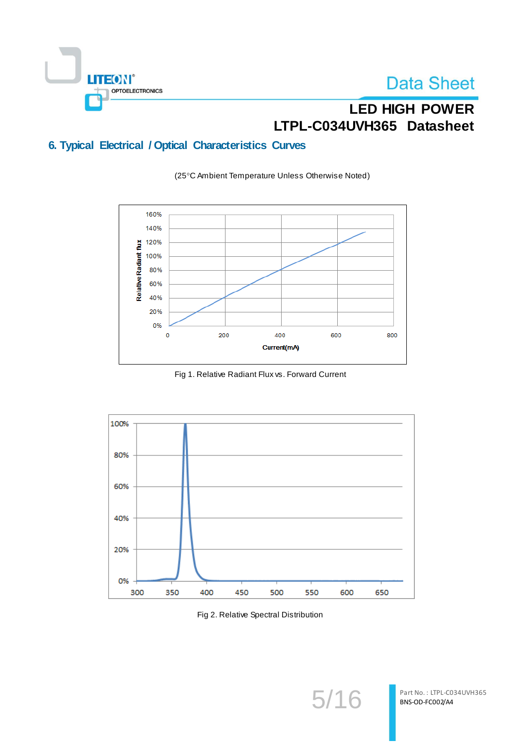# LED HIGH POWER

# LTPL-C034UVH365 Datasheet

## 6. Typical Electrical / Optical Characteristics Curves

(25°C Ambient Temperature Unless Otherwise Noted)

Fig 1. Relative Radiant Flux vs. Forward Current

Fig 2. Relative Spectral Distribution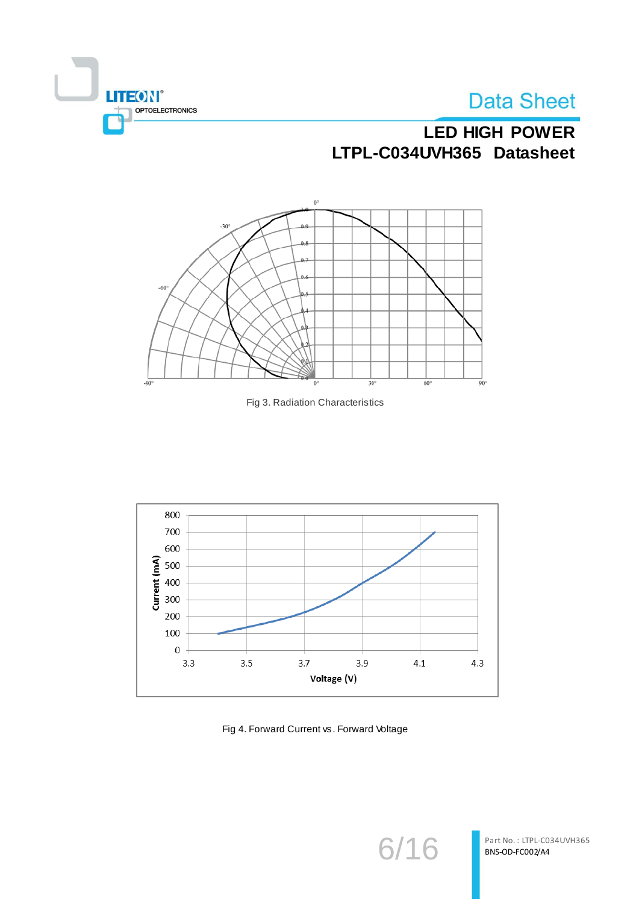Fig 3. Radiation Characteristics

Fig 4. Forward Current vs. Forward Voltage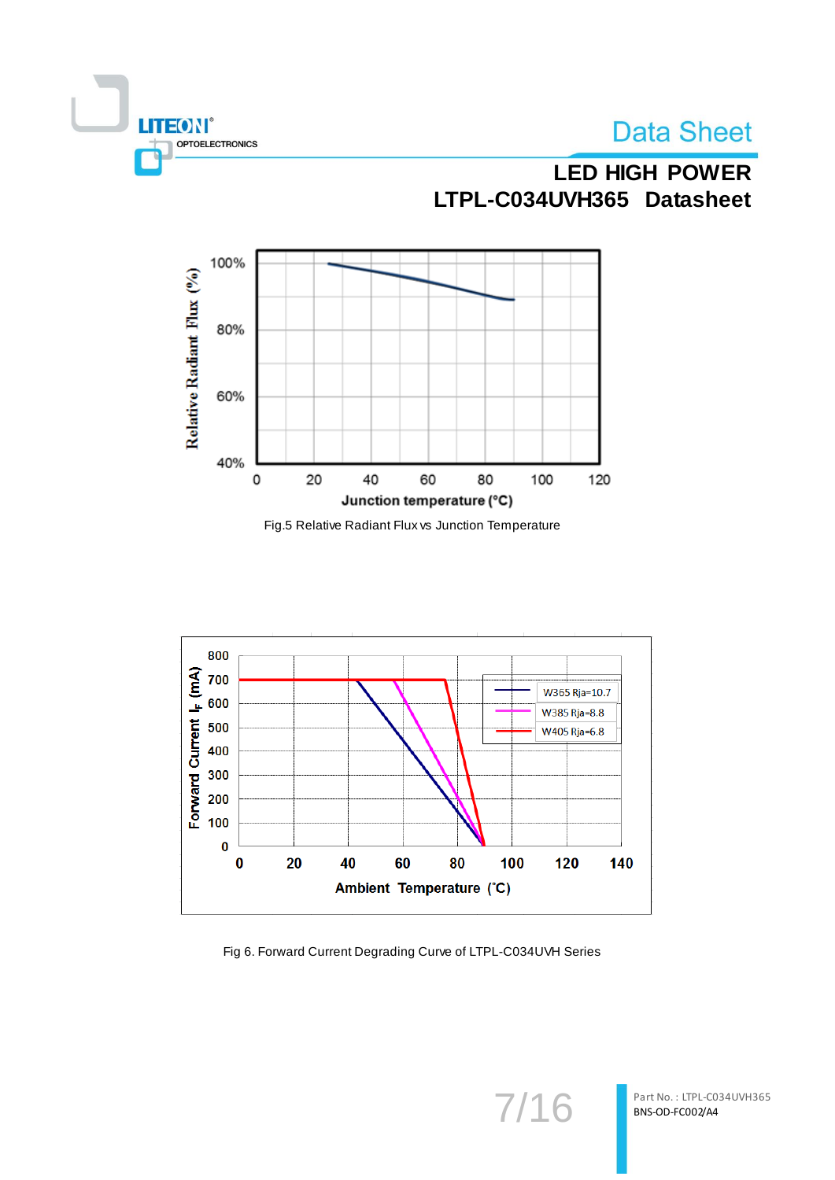Fig.5 Relative Radiant Flux vs Junction Temperature

Fig 6. Forward Current Degrading Curve of LTPL-C034UVH Series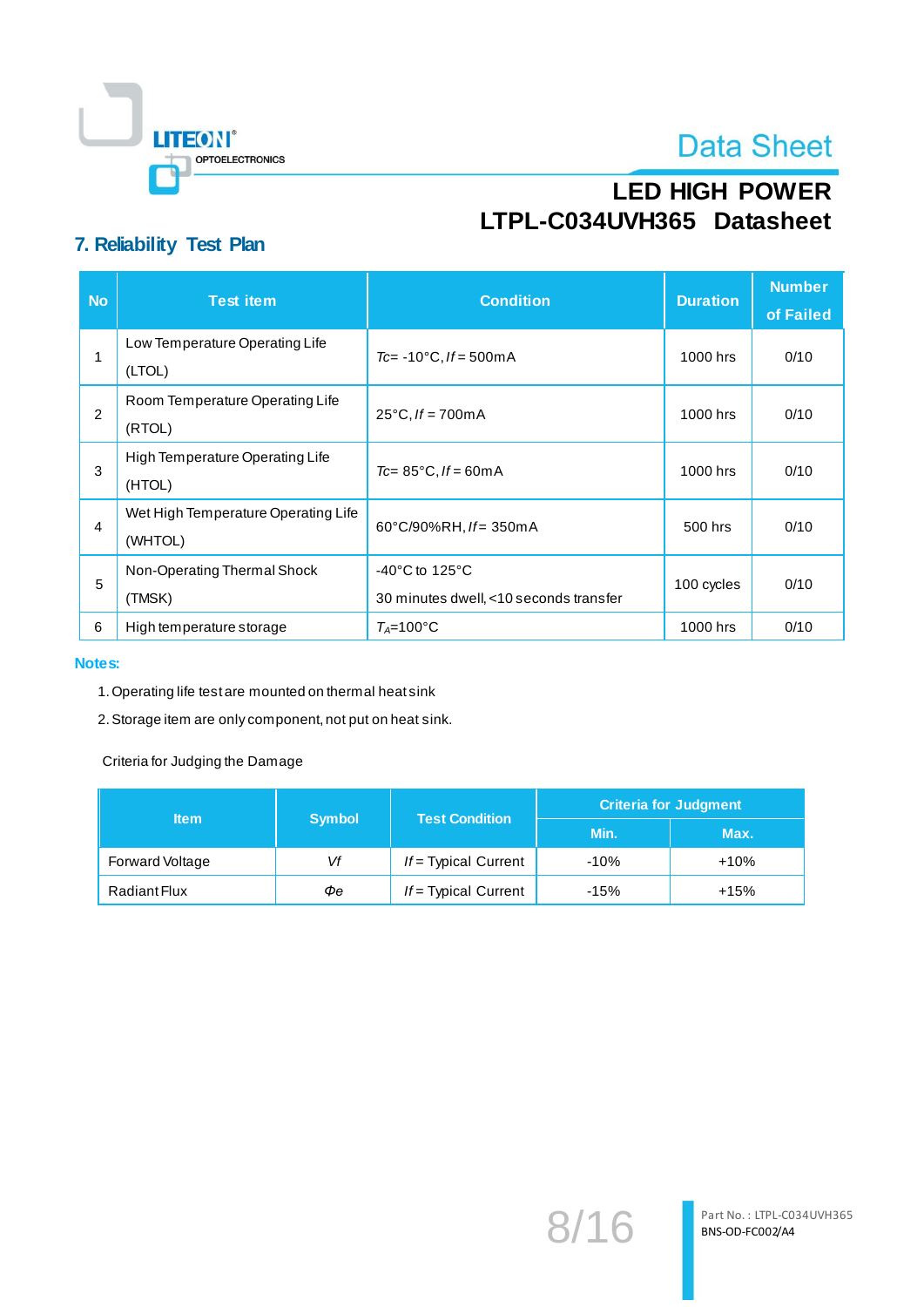# LED HIGH POWER
# LTPL-C034UVH365 Datasheet

## 7. Reliability Test Plan

| No | Test item | Condition | Duration | Number of Failed |
|---|---|---|---|---|
| 1 | Low Temperature Operating Life (LTOL) | *Tc*= -10°C, *If* = 500mA | 1000 hrs | 0/10 |
| 2 | Room Temperature Operating Life (RTOL) | 25°C, *If* = 700mA | 1000 hrs | 0/10 |
| 3 | High Temperature Operating Life (HTOL) | *Tc*= 85°C, *If* = 60mA | 1000 hrs | 0/10 |
| 4 | Wet High Temperature Operating Life (WHTOL) | 60°C/90%RH, *If*= 350mA | 500 hrs | 0/10 |
| 5 | Non-Operating Thermal Shock (TMSK) | -40°C to 125°C<br>30 minutes dwell, <10 seconds transfer | 100 cycles | 0/10 |
| 6 | High temperature storage | $T_A$=100°C | 1000 hrs | 0/10 |

**Notes:**

1. Operating life test are mounted on thermal heat sink
2. Storage item are only component, not put on heat sink.

Criteria for Judging the Damage

| Item | Symbol | Test Condition | Criteria for Judgment | |
|---|---|---|---|---|
| | | | Min. | Max. |
| Forward Voltage | *Vf* | *If* = Typical Current | -10% | +10% |
| Radiant Flux | *Φe* | *If* = Typical Current | -15% | +15% |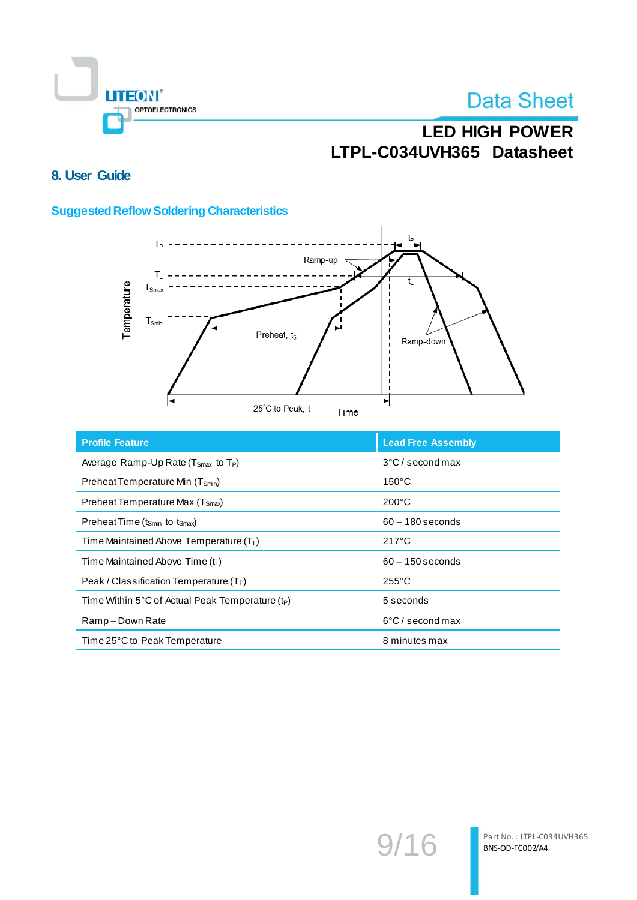## 8. User Guide

### Suggested Reflow Soldering Characteristics

| Profile Feature | Lead Free Assembly |
|---|---|
| Average Ramp-Up Rate ($T_{Smax}$ to $T_P$) | 3°C / second max |
| Preheat Temperature Min ($T_{Smin}$) | 150°C |
| Preheat Temperature Max ($T_{Smax}$) | 200°C |
| Preheat Time ($t_{Smin}$ to $t_{Smax}$) | 60 – 180 seconds |
| Time Maintained Above Temperature ($T_L$) | 217°C |
| Time Maintained Above Time ($t_L$) | 60 – 150 seconds |
| Peak / Classification Temperature ($T_P$) | 255°C |
| Time Within 5°C of Actual Peak Temperature ($t_P$) | 5 seconds |
| Ramp – Down Rate | 6°C / second max |
| Time 25°C to Peak Temperature | 8 minutes max |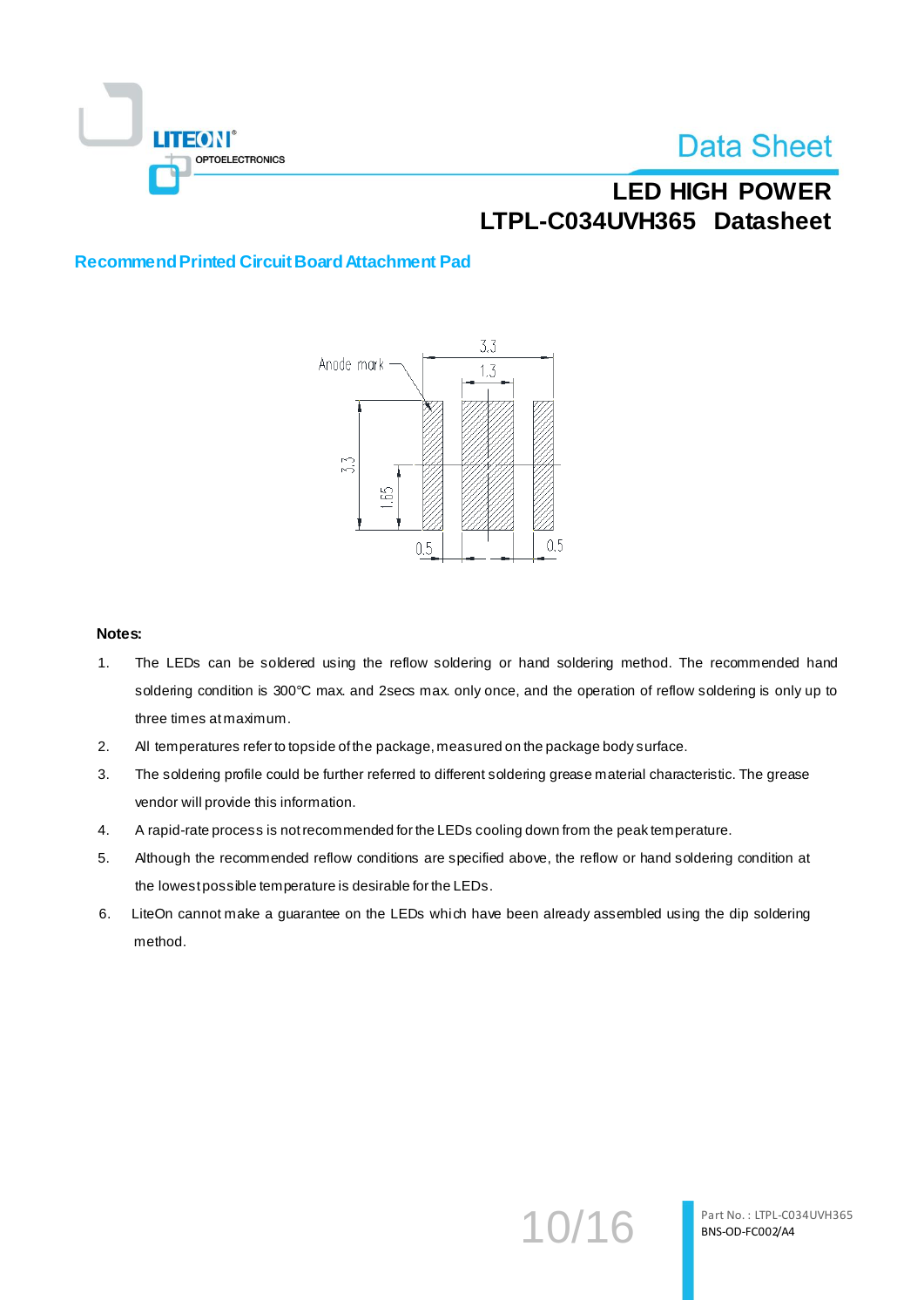## Recommend Printed Circuit Board Attachment Pad

Anode mark

3.3

1.3

3.3

1.65

0.5

0.5

**Notes:**

1. The LEDs can be soldered using the reflow soldering or hand soldering method. The recommended hand soldering condition is 300°C max. and 2secs max. only once, and the operation of reflow soldering is only up to three times at maximum.
2. All temperatures refer to topside of the package, measured on the package body surface.
3. The soldering profile could be further referred to different soldering grease material characteristic. The grease vendor will provide this information.
4. A rapid-rate process is not recommended for the LEDs cooling down from the peak temperature.
5. Although the recommended reflow conditions are specified above, the reflow or hand soldering condition at the lowest possible temperature is desirable for the LEDs.
6. LiteOn cannot make a guarantee on the LEDs which have been already assembled using the dip soldering method.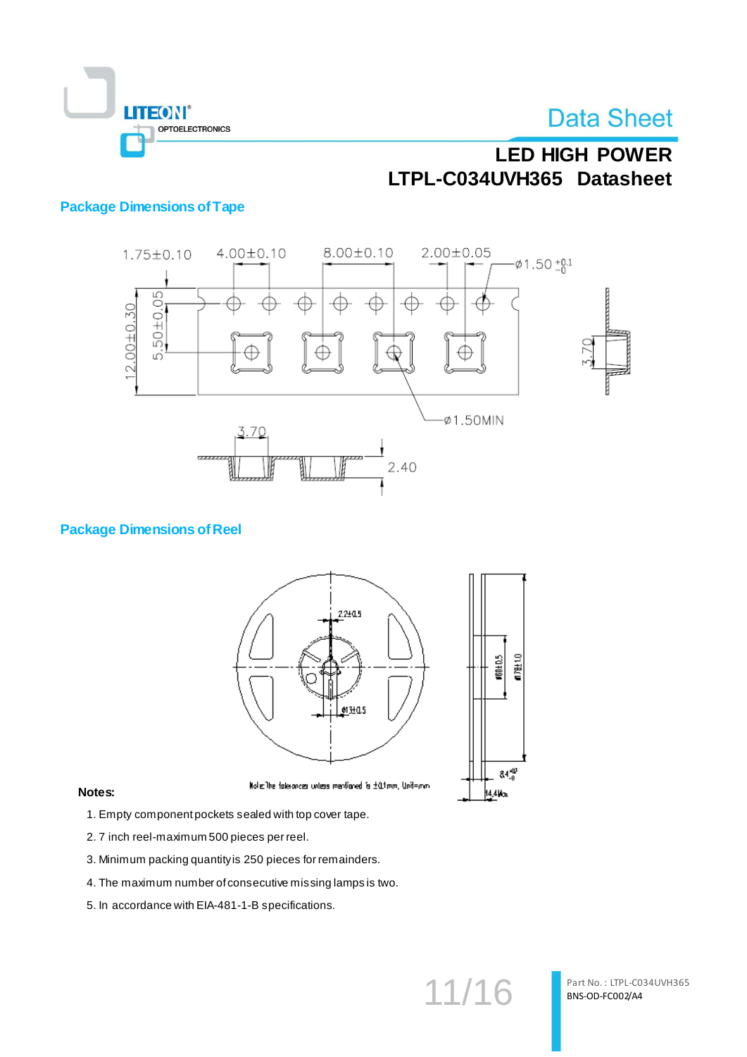## Package Dimensions of Tape

## Package Dimensions of Reel

Note: The tolerances unless mentioned is ±0.1mm, Unit=mm

**Notes:**

1. Empty component pockets sealed with top cover tape.
2. 7 inch reel-maximum 500 pieces per reel.
3. Minimum packing quantity is 250 pieces for remainders.
4. The maximum number of consecutive missing lamps is two.
5. In accordance with EIA-481-1-B specifications.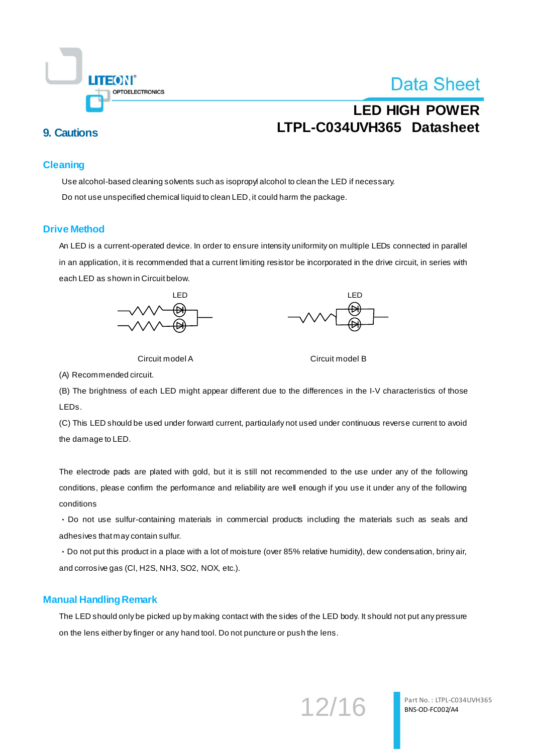## 9. Cautions

### Cleaning

Use alcohol-based cleaning solvents such as isopropyl alcohol to clean the LED if necessary.

Do not use unspecified chemical liquid to clean LED, it could harm the package.

### Drive Method

An LED is a current-operated device. In order to ensure intensity uniformity on multiple LEDs connected in parallel in an application, it is recommended that a current limiting resistor be incorporated in the drive circuit, in series with each LED as shown in Circuit below.

LED LED

Circuit model A Circuit model B

(A) Recommended circuit.

(B) The brightness of each LED might appear different due to the differences in the I-V characteristics of those LEDs.

(C) This LED should be used under forward current, particularly not used under continuous reverse current to avoid the damage to LED.

The electrode pads are plated with gold, but it is still not recommended to the use under any of the following conditions, please confirm the performance and reliability are well enough if you use it under any of the following conditions

・Do not use sulfur-containing materials in commercial products including the materials such as seals and adhesives that may contain sulfur.

・Do not put this product in a place with a lot of moisture (over 85% relative humidity), dew condensation, briny air, and corrosive gas (Cl, $H_2S$, $NH_3$, $SO_2$, NOX, etc.).

### Manual Handling Remark

The LED should only be picked up by making contact with the sides of the LED body. It should not put any pressure on the lens either by finger or any hand tool. Do not puncture or push the lens.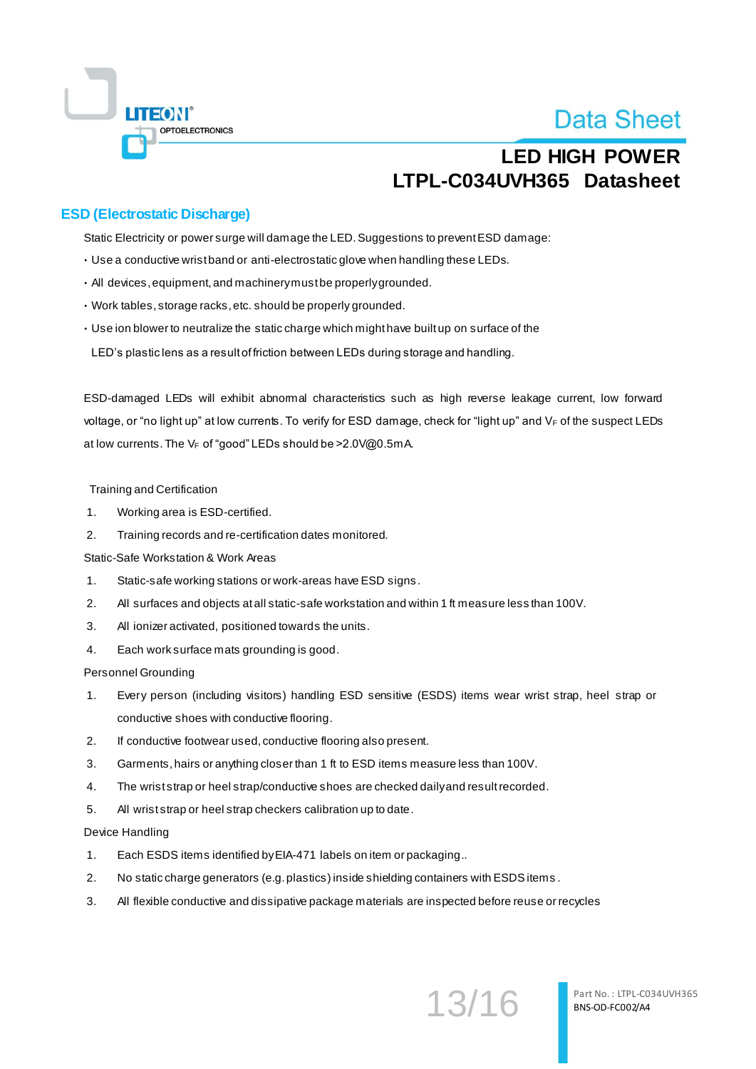## ESD (Electrostatic Discharge)

Static Electricity or power surge will damage the LED. Suggestions to prevent ESD damage:

- Use a conductive wrist band or anti-electrostatic glove when handling these LEDs.
- All devices, equipment, and machinery must be properly grounded.
- Work tables, storage racks, etc. should be properly grounded.
- Use ion blower to neutralize the static charge which might have built up on surface of the LED's plastic lens as a result of friction between LEDs during storage and handling.

ESD-damaged LEDs will exhibit abnormal characteristics such as high reverse leakage current, low forward voltage, or "no light up" at low currents. To verify for ESD damage, check for "light up" and $V_F$ of the suspect LEDs at low currents. The $V_F$ of "good" LEDs should be >2.0V@0.5mA.

Training and Certification

1. Working area is ESD-certified.
2. Training records and re-certification dates monitored.

Static-Safe Workstation & Work Areas

1. Static-safe working stations or work-areas have ESD signs.
2. All surfaces and objects at all static-safe workstation and within 1 ft measure less than 100V.
3. All ionizer activated, positioned towards the units.
4. Each work surface mats grounding is good.

Personnel Grounding

1. Every person (including visitors) handling ESD sensitive (ESDS) items wear wrist strap, heel strap or conductive shoes with conductive flooring.
2. If conductive footwear used, conductive flooring also present.
3. Garments, hairs or anything closer than 1 ft to ESD items measure less than 100V.
4. The wrist strap or heel strap/conductive shoes are checked daily and result recorded.
5. All wrist strap or heel strap checkers calibration up to date.

Device Handling

1. Each ESDS items identified by EIA-471 labels on item or packaging..
2. No static charge generators (e.g. plastics) inside shielding containers with ESDS items.
3. All flexible conductive and dissipative package materials are inspected before reuse or recycles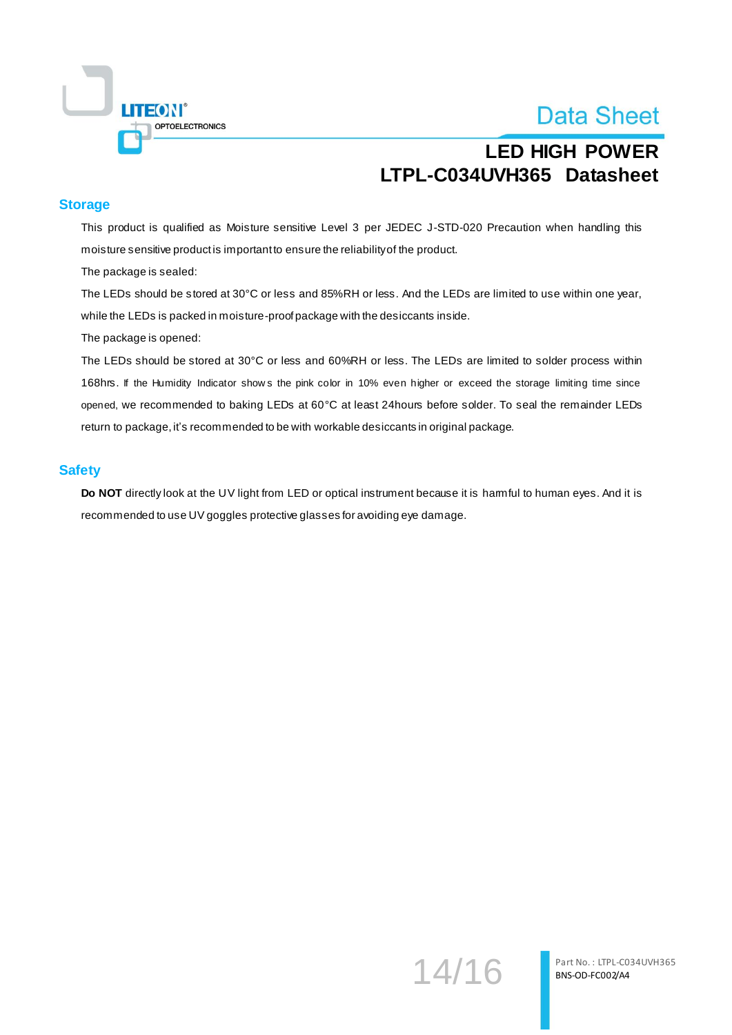## Storage

This product is qualified as Moisture sensitive Level 3 per JEDEC J-STD-020 Precaution when handling this moisture sensitive product is important to ensure the reliability of the product.

The package is sealed:

The LEDs should be stored at 30°C or less and 85%RH or less. And the LEDs are limited to use within one year, while the LEDs is packed in moisture-proof package with the desiccants inside.

The package is opened:

The LEDs should be stored at 30°C or less and 60%RH or less. The LEDs are limited to solder process within 168hrs. If the Humidity Indicator shows the pink color in 10% even higher or exceed the storage limiting time since opened, we recommended to baking LEDs at 60°C at least 24hours before solder. To seal the remainder LEDs return to package, it's recommended to be with workable desiccants in original package.

## Safety

**Do NOT** directly look at the UV light from LED or optical instrument because it is harmful to human eyes. And it is recommended to use UV goggles protective glasses for avoiding eye damage.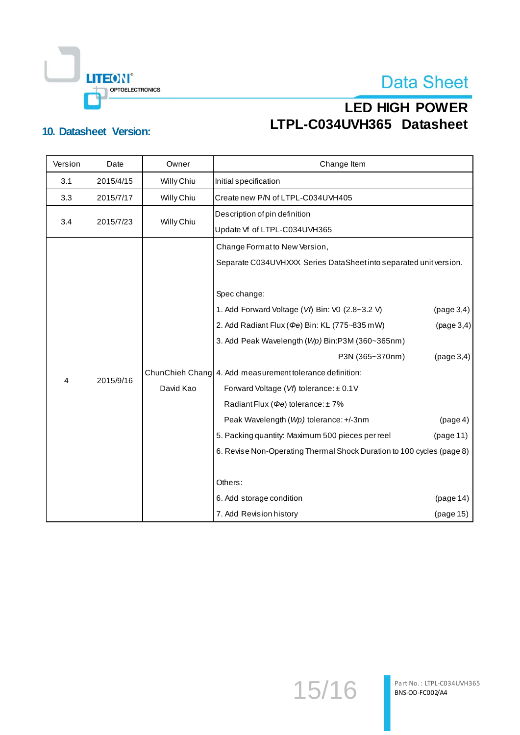## 10. Datasheet Version:

| Version | Date | Owner | Change Item |
|---|---|---|---|
| 3.1 | 2015/4/15 | Willy Chiu | Initial specification |
| 3.3 | 2015/7/17 | Willy Chiu | Create new P/N of LTPL-C034UVH405 |
| 3.4 | 2015/7/23 | Willy Chiu | Description of pin definition<br>Update Vf of LTPL-C034UVH365 |
| 4 | 2015/9/16 | ChunChieh Chang<br>David Kao | Change Format to New Version,<br>Separate C034UVHXXX Series DataSheet into separated unit version.<br><br>Spec change:<br>1. Add Forward Voltage (*Vf*) Bin: V0 (2.8~3.2 V) (page 3,4)<br>2. Add Radiant Flux (*Φe*) Bin: KL (775~835 mW) (page 3,4)<br>3. Add Peak Wavelength (*Wp*) Bin:P3M (360~365nm)<br>P3N (365~370nm) (page 3,4)<br>4. Add measurement tolerance definition:<br>Forward Voltage (*Vf*) tolerance: ± 0.1V<br>Radiant Flux (*Φe*) tolerance: ± 7%<br>Peak Wavelength (*Wp*) tolerance: +/-3nm (page 4)<br>5. Packing quantity: Maximum 500 pieces per reel (page 11)<br>6. Revise Non-Operating Thermal Shock Duration to 100 cycles (page 8)<br><br>Others:<br>6. Add storage condition (page 14)<br>7. Add Revision history (page 15) |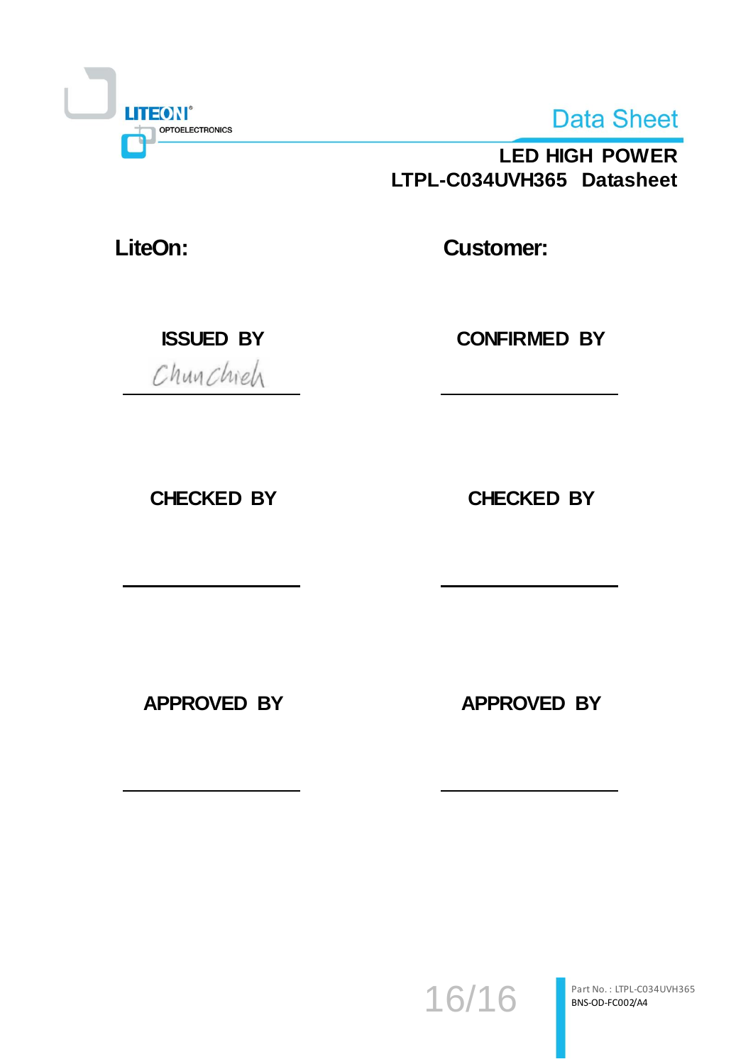**LED HIGH POWER**

**LTPL-C034UVH365 Datasheet**

| **LiteOn:** | **Customer:** |
| --- | --- |
| **ISSUED BY** | **CONFIRMED BY** |
| Chunchieh | |
| **CHECKED BY** | **CHECKED BY** |
| | |
| **APPROVED BY** | **APPROVED BY** |
| | |